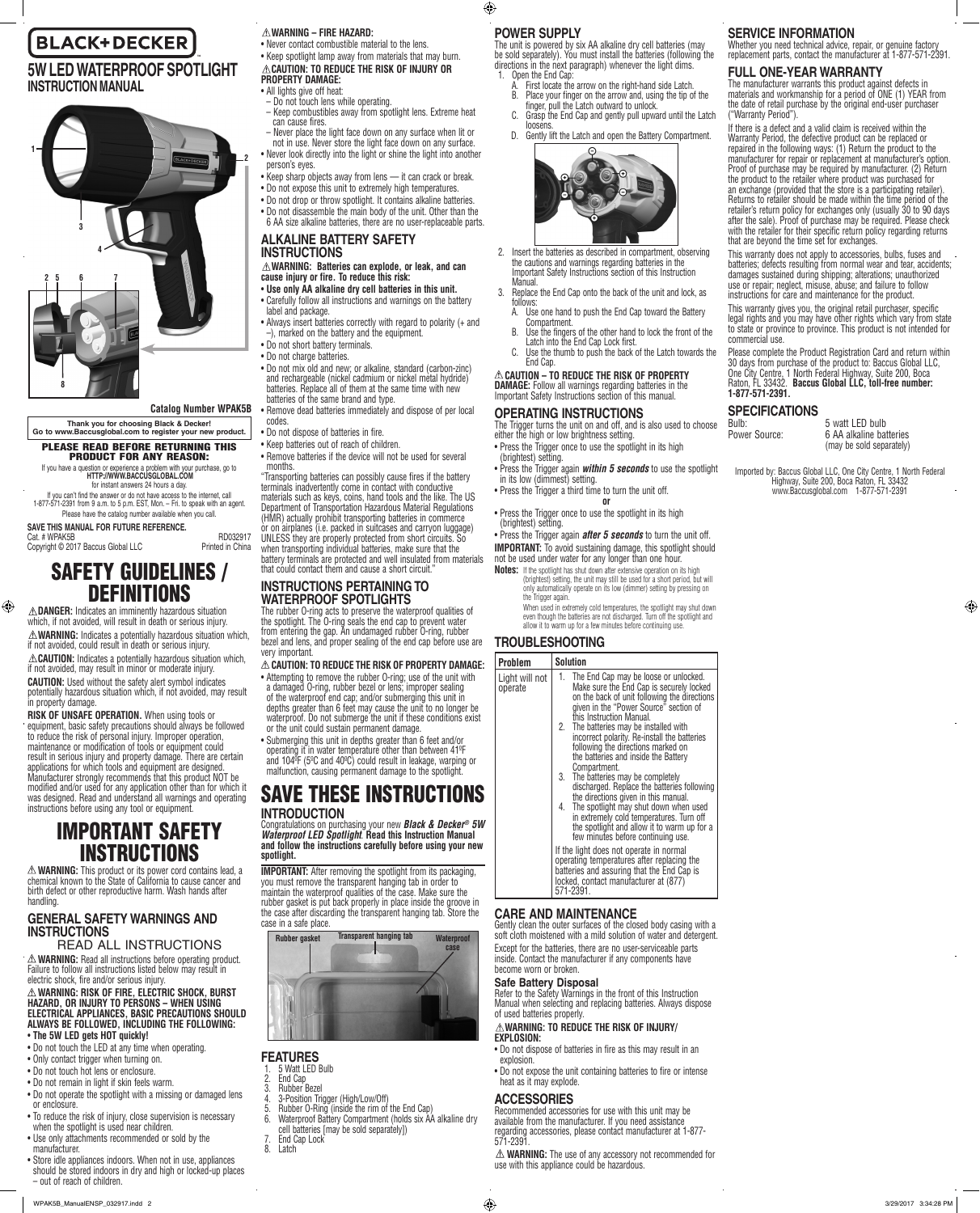# BLACK+DECKER

## 5W LED WATERPROOF SPOTLIGHT
### INSTRUCTION MANUAL

Catalog Number WPAK5B

**Thank you for choosing Black & Decker!**
**Go to www.Baccusglobal.com to register your new product.**

**PLEASE READ BEFORE RETURNING THIS PRODUCT FOR ANY REASON:**

If you have a question or experience a problem with your purchase, go to **HTTP://WWW.BACCUSGLOBAL.COM** for instant answers 24 hours a day.

If you can't find the answer or do not have access to the internet, call 1-877-571-2391 from 9 a.m. to 5 p.m. EST, Mon. – Fri. to speak with an agent. Please have the catalog number available when you call.

**SAVE THIS MANUAL FOR FUTURE REFERENCE.**

Cat. # WPAK5B RD032917
Copyright © 2017 Baccus Global LLC Printed in China

# SAFETY GUIDELINES / DEFINITIONS

⚠**DANGER:** Indicates an imminently hazardous situation which, if not avoided, will result in death or serious injury.

⚠**WARNING:** Indicates a potentially hazardous situation which, if not avoided, could result in death or serious injury.

⚠**CAUTION:** Indicates a potentially hazardous situation which, if not avoided, may result in minor or moderate injury.

**CAUTION:** Used without the safety alert symbol indicates potentially hazardous situation which, if not avoided, may result in property damage.

**RISK OF UNSAFE OPERATION.** When using tools or equipment, basic safety precautions should always be followed to reduce the risk of personal injury. Improper operation, maintenance or modification of tools or equipment could result in serious injury and property damage. There are certain applications for which tools and equipment are designed. Manufacturer strongly recommends that this product NOT be modified and/or used for any application other than for which it was designed. Read and understand all warnings and operating instructions before using any tool or equipment.

# IMPORTANT SAFETY INSTRUCTIONS

⚠ **WARNING:** This product or its power cord contains lead, a chemical known to the State of California to cause cancer and birth defect or other reproductive harm. Wash hands after handling.

## GENERAL SAFETY WARNINGS AND INSTRUCTIONS

READ ALL INSTRUCTIONS

⚠ **WARNING:** Read all instructions before operating product. Failure to follow all instructions listed below may result in electric shock, fire and/or serious injury.

⚠ **WARNING: RISK OF FIRE, ELECTRIC SHOCK, BURST HAZARD, OR INJURY TO PERSONS – WHEN USING ELECTRICAL APPLIANCES, BASIC PRECAUTIONS SHOULD ALWAYS BE FOLLOWED, INCLUDING THE FOLLOWING:**

- **The 5W LED gets HOT quickly!**
- Do not touch the LED at any time when operating.
- Only contact trigger when turning on.
- Do not touch hot lens or enclosure.
- Do not remain in light if skin feels warm.
- Do not operate the spotlight with a missing or damaged lens or enclosure.
- To reduce the risk of injury, close supervision is necessary when the spotlight is used near children.
- Use only attachments recommended or sold by the manufacturer.
- Store idle appliances indoors. When not in use, appliances should be stored indoors in dry and high or locked-up places – out of reach of children.

⚠**WARNING – FIRE HAZARD:**

- Never contact combustible material to the lens.
- Keep spotlight lamp away from materials that may burn.

⚠**CAUTION: TO REDUCE THE RISK OF INJURY OR PROPERTY DAMAGE:**

- All lights give off heat:
  - Do not touch lens while operating.
  - Keep combustibles away from spotlight lens. Extreme heat can cause fires.
  - Never place the light face down on any surface when lit or not in use. Never store the light face down on any surface.
- Never look directly into the light or shine the light into another person's eyes.
- Keep sharp objects away from lens — it can crack or break.
- Do not expose this unit to extremely high temperatures.
- Do not drop or throw spotlight. It contains alkaline batteries.
- Do not disassemble the main body of the unit. Other than the 6 AA size alkaline batteries, there are no user-replaceable parts.

## ALKALINE BATTERY SAFETY INSTRUCTIONS

⚠**WARNING: Batteries can explode, or leak, and can cause injury or fire. To reduce this risk:**

- **Use only AA alkaline dry cell batteries in this unit.**
- Carefully follow all instructions and warnings on the battery label and package.
- Always insert batteries correctly with regard to polarity (+ and –), marked on the battery and the equipment.
- Do not short battery terminals.
- Do not charge batteries.
- Do not mix old and new; or alkaline, standard (carbon-zinc) and rechargeable (nickel cadmium or nickel metal hydride) batteries. Replace all of them at the same time with new batteries of the same brand and type.
- Remove dead batteries immediately and dispose of per local codes.
- Do not dispose of batteries in fire.
- Keep batteries out of reach of children.
- Remove batteries if the device will not be used for several months.

"Transporting batteries can possibly cause fires if the battery terminals inadvertently come in contact with conductive materials such as keys, coins, hand tools and the like. The US Department of Transportation Hazardous Material Regulations (HMR) actually prohibit transporting batteries in commerce or on airplanes (i.e. packed in suitcases and carryon luggage) UNLESS they are properly protected from short circuits. So when transporting individual batteries, make sure that the battery terminals are protected and well insulated from materials that could contact them and cause a short circuit."

## INSTRUCTIONS PERTAINING TO WATERPROOF SPOTLIGHTS

The rubber O-ring acts to preserve the waterproof qualities of the spotlight. The O-ring seals the end cap to prevent water from entering the gap. An undamaged rubber O-ring, rubber bezel and lens, and proper sealing of the end cap before use are very important.

⚠**CAUTION: TO REDUCE THE RISK OF PROPERTY DAMAGE:**

- Attempting to remove the rubber O-ring; use of the unit with a damaged O-ring, rubber bezel or lens; improper sealing of the waterproof end cap; and/or submerging this unit in depths greater than 6 feet may cause the unit to no longer be waterproof. Do not submerge the unit if these conditions exist or the unit could sustain permanent damage.
- Submerging this unit in depths greater than 6 feet and/or operating it in water temperature other than between 41ºF and 104ºF (5ºC and 40ºC) could result in leakage, warping or malfunction, causing permanent damage to the spotlight.

# SAVE THESE INSTRUCTIONS

## INTRODUCTION

Congratulations on purchasing your new ***Black & Decker® 5W Waterproof LED Spotlight***. **Read this Instruction Manual and follow the instructions carefully before using your new spotlight.**

**IMPORTANT:** After removing the spotlight from its packaging, you must remove the transparent hanging tab in order to maintain the waterproof qualities of the case. Make sure the rubber gasket is put back properly in place inside the groove in the case after discarding the transparent hanging tab. Store the case in a safe place.

Rubber gasket — Transparent hanging tab — Waterproof case

## FEATURES

1. 5 Watt LED Bulb
2. End Cap
3. Rubber Bezel
4. 3-Position Trigger (High/Low/Off)
5. Rubber O-Ring (inside the rim of the End Cap)
6. Waterproof Battery Compartment (holds six AA alkaline dry cell batteries [may be sold separately])
7. End Cap Lock
8. Latch

## POWER SUPPLY

The unit is powered by six AA alkaline dry cell batteries (may be sold separately). You must install the batteries (following the directions in the next paragraph) whenever the light dims.

1. Open the End Cap:
   A. First locate the arrow on the right-hand side Latch.
   B. Place your finger on the arrow and, using the tip of the finger, pull the Latch outward to unlock.
   C. Grasp the End Cap and gently pull upward until the Latch loosens.
   D. Gently lift the Latch and open the Battery Compartment.
2. Insert the batteries as described in compartment, observing the cautions and warnings regarding batteries in the Important Safety Instructions section of this Instruction Manual.
3. Replace the End Cap onto the back of the unit and lock, as follows:
   A. Use one hand to push the End Cap toward the Battery Compartment.
   B. Use the fingers of the other hand to lock the front of the Latch into the End Cap Lock first.
   C. Use the thumb to push the back of the Latch towards the End Cap.

⚠**CAUTION – TO REDUCE THE RISK OF PROPERTY DAMAGE:** Follow all warnings regarding batteries in the Important Safety Instructions section of this manual.

## OPERATING INSTRUCTIONS

The Trigger turns the unit on and off, and is also used to choose either the high or low brightness setting.

- Press the Trigger once to use the spotlight in its high (brightest) setting.
- Press the Trigger again ***within 5 seconds*** to use the spotlight in its low (dimmest) setting.
- Press the Trigger a third time to turn the unit off.

**or**

- Press the Trigger once to use the spotlight in its high (brightest) setting.
- Press the Trigger again ***after 5 seconds*** to turn the unit off.

**IMPORTANT:** To avoid sustaining damage, this spotlight should not be used under water for any longer than one hour.

**Notes:** If the spotlight has shut down after extensive operation on its high (brightest) setting, the unit may still be used for a short period, but will only automatically operate on its low (dimmer) setting by pressing on the Trigger again.

When used in extremely cold temperatures, the spotlight may shut down even though the batteries are not discharged. Turn off the spotlight and allow it to warm up for a few minutes before continuing use.

## TROUBLESHOOTING

| Problem | Solution |
| --- | --- |
| Light will not operate | 1. The End Cap may be loose or unlocked. Make sure the End Cap is securely locked on the back of unit following the directions given in the "Power Source" section of this Instruction Manual.<br>2. The batteries may be installed with incorrect polarity. Re-install the batteries following the directions marked on the batteries and inside the Battery Compartment.<br>3. The batteries may be completely discharged. Replace the batteries following the directions given in this manual.<br>4. The spotlight may shut down when used in extremely cold temperatures. Turn off the spotlight and allow it to warm up for a few minutes before continuing use.<br><br>If the light does not operate in normal operating temperatures after replacing the batteries and assuring that the End Cap is locked, contact manufacturer at (877) 571-2391. |

## CARE AND MAINTENANCE

Gently clean the outer surfaces of the closed body casing with a soft cloth moistened with a mild solution of water and detergent.

Except for the batteries, there are no user-serviceable parts inside. Contact the manufacturer if any components have become worn or broken.

### Safe Battery Disposal

Refer to the Safety Warnings in the front of this Instruction Manual when selecting and replacing batteries. Always dispose of used batteries properly.

⚠**WARNING: TO REDUCE THE RISK OF INJURY/ EXPLOSION:**

- Do not dispose of batteries in fire as this may result in an explosion.
- Do not expose the unit containing batteries to fire or intense heat as it may explode.

## ACCESSORIES

Recommended accessories for use with this unit may be available from the manufacturer. If you need assistance regarding accessories, please contact manufacturer at 1-877-571-2391.

⚠ **WARNING:** The use of any accessory not recommended for use with this appliance could be hazardous.

## SERVICE INFORMATION

Whether you need technical advice, repair, or genuine factory replacement parts, contact the manufacturer at 1-877-571-2391.

## FULL ONE-YEAR WARRANTY

The manufacturer warrants this product against defects in materials and workmanship for a period of ONE (1) YEAR from the date of retail purchase by the original end-user purchaser ("Warranty Period").

If there is a defect and a valid claim is received within the Warranty Period, the defective product can be replaced or repaired in the following ways: (1) Return the product to the manufacturer for repair or replacement at manufacturer's option. Proof of purchase may be required by manufacturer. (2) Return the product to the retailer where product was purchased for an exchange (provided that the store is a participating retailer). Returns to retailer should be made within the time period of the retailer's return policy for exchanges only (usually 30 to 90 days after the sale). Proof of purchase may be required. Please check with the retailer for their specific return policy regarding returns that are beyond the time set for exchanges.

This warranty does not apply to accessories, bulbs, fuses and batteries; defects resulting from normal wear and tear, accidents; damages sustained during shipping; alterations; unauthorized use or repair; neglect, misuse, abuse; and failure to follow instructions for care and maintenance for the product.

This warranty gives you, the original retail purchaser, specific legal rights and you may have other rights which vary from state to state or province to province. This product is not intended for commercial use.

Please complete the Product Registration Card and return within 30 days from purchase of the product to: Baccus Global LLC, One City Centre, 1 North Federal Highway, Suite 200, Boca Raton, FL 33432. **Baccus Global LLC, toll-free number: 1-877-571-2391.**

## SPECIFICATIONS

| | |
| --- | --- |
| Bulb: | 5 watt LED bulb |
| Power Source: | 6 AA alkaline batteries (may be sold separately) |

Imported by: Baccus Global LLC, One City Centre, 1 North Federal Highway, Suite 200, Boca Raton, FL 33432
www.Baccusglobal.com 1-877-571-2391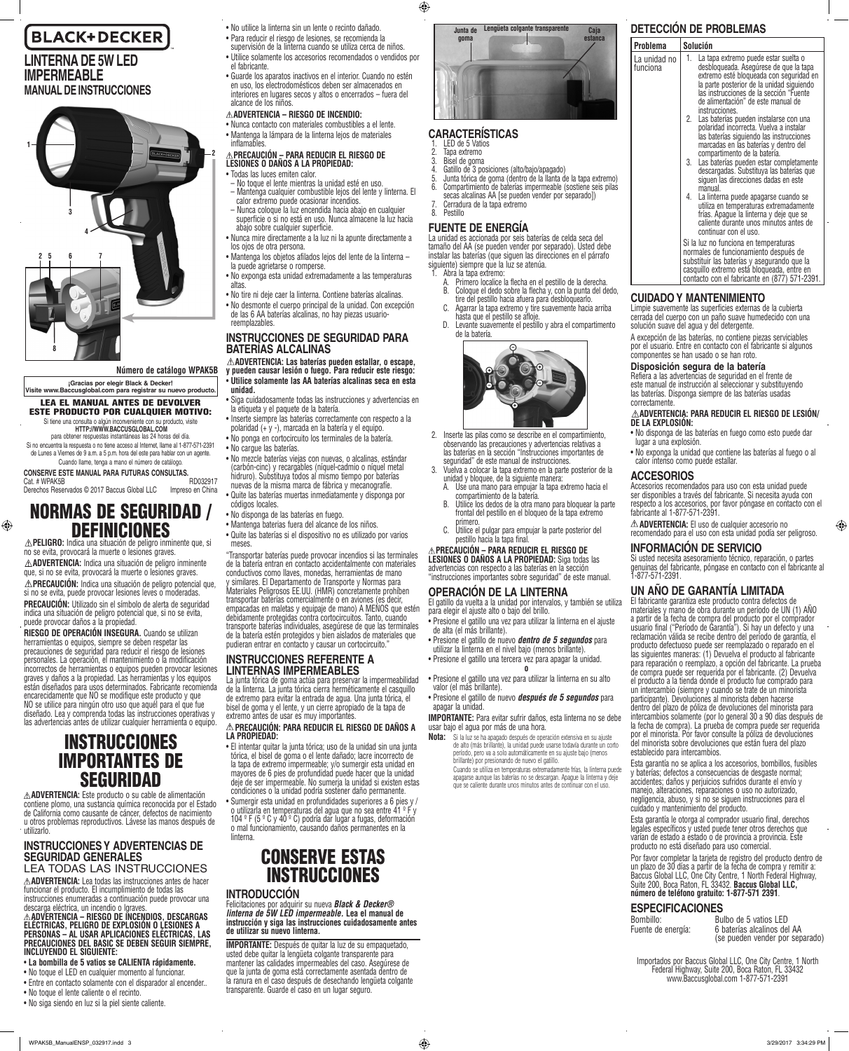# BLACK+DECKER

## LINTERNA DE 5W LED IMPERMEABLE
### MANUAL DE INSTRUCCIONES

1
2
3
4
2 5 6 7
8

**Número de catálogo WPAK5B**

**¡Gracias por elegir Black & Decker!**
**Visite www.Baccusglobal.com para registrar su nuevo producto.**

**LEA EL MANUAL ANTES DE DEVOLVER ESTE PRODUCTO POR CUALQUIER MOTIVO:**

Si tiene una consulta o algún inconveniente con su producto, visite **HTTP://WWW.BACCUSGLOBAL.COM** para obtener respuestas instantáneas las 24 horas del día.

Si no encuentra la respuesta o no tiene acceso al Internet, llame al 1-877-571-2391 de Lunes a Viernes de 9 a.m. a 5 p.m. hora del este para hablar con un agente. Cuando llame, tenga a mano el número de catálogo.

**CONSERVE ESTE MANUAL PARA FUTURAS CONSULTAS.**

Cat. # WPAK5B RD032917
Derechos Reservados © 2017 Baccus Global LLC Impreso en China

# NORMAS DE SEGURIDAD / DEFINICIONES

⚠**PELIGRO:** Indica una situación de peligro inminente que, si no se evita, provocará la muerte o lesiones graves.

⚠**ADVERTENCIA:** Indica una situación de peligro inminente que, si no se evita, provocará la muerte o lesiones graves.

⚠**PRECAUCIÓN:** Indica una situación de peligro potencial que, si no se evita, puede provocar lesiones leves o moderadas.

**PRECAUCIÓN:** Utilizado sin el símbolo de alerta de seguridad indica una situación de peligro potencial que, si no se evita, puede provocar daños a la propiedad.

**RIESGO DE OPERACIÓN INSEGURA.** Cuando se utilizan herramientas o equipos, siempre se deben respetar las precauciones de seguridad para reducir el riesgo de lesiones personales. La operación, el mantenimiento o la modificación incorrectos de herramientas o equipos pueden provocar lesiones graves y daños a la propiedad. Las herramientas y los equipos están diseñados para usos determinados. Fabricante recomienda encarecidamente que NO se modifique este producto y que NO se utilice para ningún otro uso que aquél para el que fue diseñado. Lea y comprenda todas las instrucciones operativas y las advertencias antes de utilizar cualquier herramienta o equipo.

# INSTRUCCIONES IMPORTANTES DE SEGURIDAD

⚠**ADVERTENCIA:** Este producto o su cable de alimentación contiene plomo, una sustancia química reconocida por el Estado de California como causante de cáncer, defectos de nacimiento u otros problemas reproductivos. Lávese las manos después de utilizarlo.

## INSTRUCCIONES Y ADVERTENCIAS DE SEGURIDAD GENERALES

LEA TODAS LAS INSTRUCCIONES

⚠**ADVERTENCIA:** Lea todas las instrucciones antes de hacer funcionar el producto. El incumplimiento de todas las instrucciones enumeradas a continuación puede provocar una descarga eléctrica, un incendio o lgraves.

⚠**ADVERTENCIA – RIESGO DE INCENDIOS, DESCARGAS ELÉCTRICAS, PELIGRO DE EXPLOSIÓN O LESIONES A PERSONAS – AL USAR APLICACIONES ELÉCTRICAS, LAS PRECAUCIONES DEL BASIC SE DEBEN SEGUIR SIEMPRE, INCLUYENDO EL SIGUIENTE:**

- **La bombilla de 5 vatios se CALIENTA rápidamente.**
- No toque el LED en cualquier momento al funcionar.
- Entre en contacto solamente con el disparador al encender..
- No toque el lente caliente o el recinto.
- No siga siendo en luz si la piel siente caliente.
- No utilice la linterna sin un lente o recinto dañado.
- Para reducir el riesgo de lesiones, se recomienda la supervisión de la linterna cuando se utiliza cerca de niños.
- Utilice solamente los accesorios recomendados o vendidos por el fabricante.
- Guarde los aparatos inactivos en el interior. Cuando no estén en uso, los electrodomésticos deben ser almacenados en interiores en lugares secos y altos o encerrados – fuera del alcance de los niños.

⚠**ADVERTENCIA – RIESGO DE INCENDIO:**

- Nunca contacto con materiales combustibles a el lente.
- Mantenga la lámpara de la linterna lejos de materiales inflamables.

⚠**PRECAUCIÓN – PARA REDUCIR EL RIESGO DE LESIONES O DAÑOS A LA PROPIEDAD:**

- Todas las luces emiten calor.
  – No toque el lente mientras la unidad esté en uso.
  – Mantenga cualquier combustible lejos del lente y linterna. El calor extremo puede ocasionar incendios.
  – Nunca coloque la luz encendida hacia abajo en cualquier superficie o si no está en uso. Nunca almacene la luz hacia abajo sobre cualquier superficie.
- Nunca mire directamente a la luz ni la apunte directamente a los ojos de otra persona.
- Mantenga los objetos afilados lejos del lente de la linterna – la puede agrietarse o romperse.
- No exponga esta unidad extremadamente a las temperaturas altas.
- No tire ni deje caer la linterna. Contiene baterías alcalinas.
- No desmonte el cuerpo principal de la unidad. Con excepción de las 6 AA baterías alcalinas, no hay piezas usuario-reemplazables.

## INSTRUCCIONES DE SEGURIDAD PARA BATERÍAS ALCALINAS

⚠**ADVERTENCIA: Las baterías pueden estallar, o escape, y pueden causar lesión o fuego. Para reducir este riesgo:**

- **Utilice solamente las AA baterías alcalinas seca en esta unidad.**
- Siga cuidadosamente todas las instrucciones y advertencias en la etiqueta y el paquete de la batería.
- Inserte siempre las baterías correctamente con respecto a la polaridad (+ y -), marcada en la batería y el equipo.
- No ponga en cortocircuito los terminales de la batería.
- No cargue las baterías.
- No mezcle baterías viejas con nuevas, o alcalinas, estándar (carbón-cinc) y recargables (níquel-cadmio o níquel metal hidruro). Substituya todos al mismo tiempo por baterías nuevas de la misma marca de fábrica y mecanografíe.
- Quite las baterías muertas inmediatamente y disponga por códigos locales.
- No disponga de las baterías en fuego.
- Mantenga baterías fuera del alcance de los niños.
- Quite las baterías si el dispositivo no es utilizado por varios meses.

"Transportar baterías puede provocar incendios si las terminales de la batería entran en contacto accidentalmente con materiales conductivos como llaves, monedas, herramientas de mano y similares. El Departamento de Transporte y Normas para Materiales Peligrosos EE.UU. (HMR) concretamente prohíben transportar baterías comercialmente o en aviones (es decir, empacadas en maletas y equipaje de mano) A MENOS que estén debidamente protegidas contra cortocircuitos. Tanto, cuando transportar baterías individuales, asegúrese de que las terminales de la batería estén protegidas y bien aislados de materiales que pudieran entrar en contacto y causar un cortocircuito."

## INSTRUCCIONES REFERENTE A LINTERNAS IMPERMEABLES

La junta tórica de goma actúa para preservar la impermeabilidad de la linterna. La junta tórica cierra herméticamente el casquillo de extremo para evitar la entrada de agua. Una junta tórica, el bisel de goma y el lente, y un cierre apropiado de la tapa de extremo antes de usar es muy importantes.

⚠**PRECAUCIÓN: PARA REDUCIR EL RIESGO DE DAÑOS A LA PROPIEDAD:**

- El intentar quitar la junta tórica; uso de la unidad sin una junta tórica, el bisel de goma o el lente dañado; lacre incorrecto de la tapa de extremo impermeable; y/o sumergir esta unidad en mayores de 6 pies de profundidad puede hacer que la unidad deje de ser impermeable. No sumerja la unidad si existen estas condiciones o la unidad podría sostener daño permanente.
- Sumergir esta unidad en profundidades superiores a 6 pies y / o utilizarla en temperaturas del agua que no sea entre 41 º F y 104 º F (5 º C y 40 º C) podría dar lugar a fugas, deformación o mal funcionamiento, causando daños permanentes en la linterna.

# CONSERVE ESTAS INSTRUCCIONES

## INTRODUCCIÓN

Felicitaciones por adquirir su nueva ***Black & Decker® linterna de 5W LED impermeable.*** **Lea el manual de instrucción y siga las instrucciones cuidadosamente antes de utilizar su nuevo linterna.**

**IMPORTANTE:** Después de quitar la luz de su empaquetado, usted debe quitar la lengüeta colgante transparente para mantener las calidades impermeables del caso. Asegúrese de que la junta de goma está correctamente asentada dentro de la ranura en el caso después de desechando lengüeta colgante transparente. Guarde el caso en un lugar seguro.

Junta de goma
Lengüeta colgante transparente
Caja estanca

## CARACTERÍSTICAS

1. LED de 5 Vatios
2. Tapa extremo
3. Bisel de goma
4. Gatillo de 3 posiciones (alto/bajo/apagado)
5. Junta tórica de goma (dentro de la llanta de la tapa extremo)
6. Compartimiento de baterías impermeable (sostiene seis pilas secas alcalinas AA [se pueden vender por separado])
7. Cerradura de la tapa extremo
8. Pestillo

## FUENTE DE ENERGÍA

La unidad es accionada por seis baterías de celda seca del tamaño del AA (se pueden vender por separado). Usted debe instalar las baterías (que siguen las direcciones en el párrafo siguiente) siempre que la luz se atenúa.

1. Abra la tapa extremo:
   A. Primero localice la flecha en el pestillo de la derecha.
   B. Coloque el dedo sobre la flecha y, con la punta del dedo, tire del pestillo hacia afuera para desbloquearlo.
   C. Agarrar la tapa extremo y tire suavemente hacia arriba hasta que el pestillo se afloje.
   D. Levante suavemente el pestillo y abra el compartimento de la batería.
2. Inserte las pilas como se describe en el compartimiento, observando las precauciones y advertencias relativas a las baterías en la sección "Instrucciones importantes de seguridad" de este manual de instrucciones.
3. Vuelva a colocar la tapa extremo en la parte posterior de la unidad y bloquee, de la siguiente manera:
   A. Use una mano para empujar la tapa extremo hacia el compartimento de la batería.
   B. Utilice los dedos de la otra mano para bloquear la parte frontal del pestillo en el bloqueo de la tapa extremo primero.
   C. Utilice el pulgar para empujar la parte posterior del pestillo hacia la tapa final.

⚠**PRECAUCIÓN – PARA REDUCIR EL RIESGO DE LESIONES O DAÑOS A LA PROPIEDAD:** Siga todas las advertencias con respecto a las baterías en la sección "instrucciones importantes sobre seguridad" de este manual.

## OPERACIÓN DE LA LINTERNA

El gatillo da vuelta a la unidad por intervalos, y también se utiliza para elegir el ajuste alto o bajo del brillo.

- Presione el gatillo una vez para utilizar la linterna en el ajuste de alta (el más brillante).
- Presione el gatillo de nuevo ***dentro de 5 segundos*** para utilizar la linterna en el nivel bajo (menos brillante).
- Presione el gatillo una tercera vez para apagar la unidad.

**O**

- Presione el gatillo una vez para utilizar la linterna en su alto valor (el más brillante).
- Presione el gatillo de nuevo ***después de 5 segundos*** para apagar la unidad.

**IMPORTANTE:** Para evitar sufrir daños, esta linterna no se debe usar bajo el agua por más de una hora.

**Nota:** Si la luz se ha apagado después de operación extensiva en su ajuste de alto (más brillante), la unidad puede usarse todavía durante un corto período, pero va a solo automáticamente en su ajuste bajo (menos brillante) por presionando de nuevo el gatillo.

Cuando se utiliza en temperaturas extremadamente frías, la linterna puede apagarse aunque las baterías no se descargan. Apague la linterna y deje que se caliente durante unos minutos antes de continuar con el uso.

## DETECCIÓN DE PROBLEMAS

| Problema | Solución |
|---|---|
| La unidad no funciona | 1. La tapa extremo puede estar suelta o desbloqueada. Asegúrese de que la tapa extremo esté bloqueada con seguridad en la parte posterior de la unidad siguiendo las instrucciones de la sección "Fuente de alimentación" de este manual de instrucciones. 2. Las baterías pueden instalarse con una polaridad incorrecta. Vuelva a instalar las baterías siguiendo las instrucciones marcadas en las baterías y dentro del compartimento de la batería. 3. Las baterías pueden estar completamente descargadas. Substituya las baterías que siguen las direcciones dadas en este manual. 4. La linterna puede apagarse cuando se utiliza en temperaturas extremadamente frías. Apague la linterna y deje que se caliente durante unos minutos antes de continuar con el uso. |
| | Si la luz no funciona en temperaturas normales de funcionamiento después de substituir las baterías y asegurando que la casquillo extremo está bloqueada, entre en contacto con el fabricante en (877) 571-2391. |

## CUIDADO Y MANTENIMIENTO

Limpie suavemente las superficies externas de la cubierta cerrada del cuerpo con un paño suave humedecido con una solución suave del agua y del detergente.

A excepción de las baterías, no contiene piezas serviciables por el usuario. Entre en contacto con el fabricante si algunos componentes se han usado o se han roto.

### Disposición segura de la batería

Refiera a las advertencias de seguridad en el frente de este manual de instrucción al seleccionar y substituyendo las baterías. Disponga siempre de las baterías usadas correctamente.

⚠**ADVERTENCIA: PARA REDUCIR EL RIESGO DE LESIÓN/ DE LA EXPLOSIÓN:**

- No disponga de las baterías en fuego como esto puede dar lugar a una explosión.
- No exponga la unidad que contiene las baterías al fuego o al calor intenso como puede estallar.

## ACCESORIOS

Accesorios recomendados para uso con esta unidad puede ser disponibles a través del fabricante. Si necesita ayuda con respecto a los accesorios, por favor póngase en contacto con el fabricante al 1-877-571-2391.

⚠ **ADVERTENCIA:** El uso de cualquier accesorio no recomendado para el uso con esta unidad podría ser peligroso.

## INFORMACIÓN DE SERVICIO

Si usted necesita asesoramiento técnico, reparación, o partes genuinas del fabricante, póngase en contacto con el fabricante al 1-877-571-2391.

## UN AÑO DE GARANTÍA LIMITADA

El fabricante garantiza este producto contra defectos de materiales y mano de obra durante un período de UN (1) AÑO a partir de la fecha de compra del producto por el comprador usuario final ("Período de Garantía"). Si hay un defecto y una reclamación válida se recibe dentro del período de garantía, el producto defectuoso puede ser reemplazado o reparado en el las siguientes maneras: (1) Devuelva el producto al fabricante para reparación o reemplazo, a opción del fabricante. La prueba de compra puede ser requerida por el fabricante. (2) Devuelva el producto a la tienda donde el producto fue comprado para un intercambio (siempre y cuando se trate de un minorista participante). Devoluciones al minorista deben hacerse dentro del plazo de póliza de devoluciones del minorista para intercambios solamente (por lo general 30 a 90 días después de la fecha de compra). La prueba de compra puede ser requerida por el minorista. Por favor consulte la póliza de devoluciones del minorista sobre devoluciones que están fuera del plazo establecido para intercambios.

Esta garantía no se aplica a los accesorios, bombillos, fusibles y baterías; defectos a consecuencias de desgaste normal; accidentes; daños y perjuicios sufridos durante el envío y manejo, alteraciones, reparaciones o uso no autorizado, negligencia, abuso, y si no se siguen instrucciones para el cuidado y mantenimiento del producto.

Esta garantía le otorga al comprador usuario final, derechos legales específicos y usted puede tener otros derechos que varían de estado a estado o de provincia a provincia. Este producto no está diseñado para uso comercial.

Por favor completar la tarjeta de registro del producto dentro de un plazo de 30 días a partir de la fecha de compra y remitir a: Baccus Global LLC, One City Centre, 1 North Federal Highway, Suite 200, Boca Raton, FL 33432. **Baccus Global LLC, número de teléfono gratuito: 1-877-571 2391**.

## ESPECIFICACIONES

| | |
|---|---|
| Bombillo: | Bulbo de 5 vatios LED |
| Fuente de energía: | 6 baterías alcalinos del AA (se pueden vender por separado) |

Importados por Baccus Global LLC, One City Centre, 1 North Federal Highway, Suite 200, Boca Raton, FL 33432
www.Baccusglobal.com 1-877-571-2391